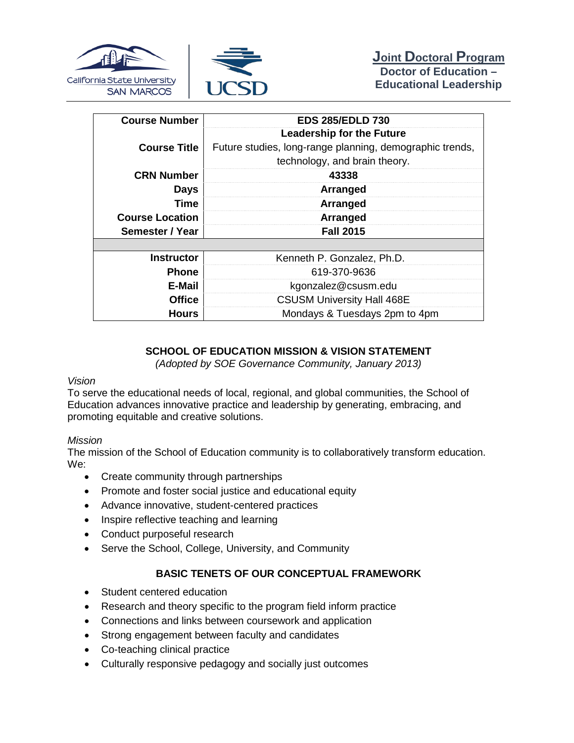California State University SAN MARCOS | UCSD

**Joint Doctoral Program**
**Doctor of Education – Educational Leadership**

| | |
|---|---|
| **Course Number** | **EDS 285/EDLD 730** |
| **Course Title** | **Leadership for the Future** Future studies, long-range planning, demographic trends, technology, and brain theory. |
| **CRN Number** | **43338** |
| **Days** | **Arranged** |
| **Time** | **Arranged** |
| **Course Location** | **Arranged** |
| **Semester / Year** | **Fall 2015** |
| | |
| **Instructor** | Kenneth P. Gonzalez, Ph.D. |
| **Phone** | 619-370-9636 |
| **E-Mail** | kgonzalez@csusm.edu |
| **Office** | CSUSM University Hall 468E |
| **Hours** | Mondays & Tuesdays 2pm to 4pm |

## SCHOOL OF EDUCATION MISSION & VISION STATEMENT

*(Adopted by SOE Governance Community, January 2013)*

*Vision*

To serve the educational needs of local, regional, and global communities, the School of Education advances innovative practice and leadership by generating, embracing, and promoting equitable and creative solutions.

*Mission*

The mission of the School of Education community is to collaboratively transform education. We:

- Create community through partnerships
- Promote and foster social justice and educational equity
- Advance innovative, student-centered practices
- Inspire reflective teaching and learning
- Conduct purposeful research
- Serve the School, College, University, and Community

## BASIC TENETS OF OUR CONCEPTUAL FRAMEWORK

- Student centered education
- Research and theory specific to the program field inform practice
- Connections and links between coursework and application
- Strong engagement between faculty and candidates
- Co-teaching clinical practice
- Culturally responsive pedagogy and socially just outcomes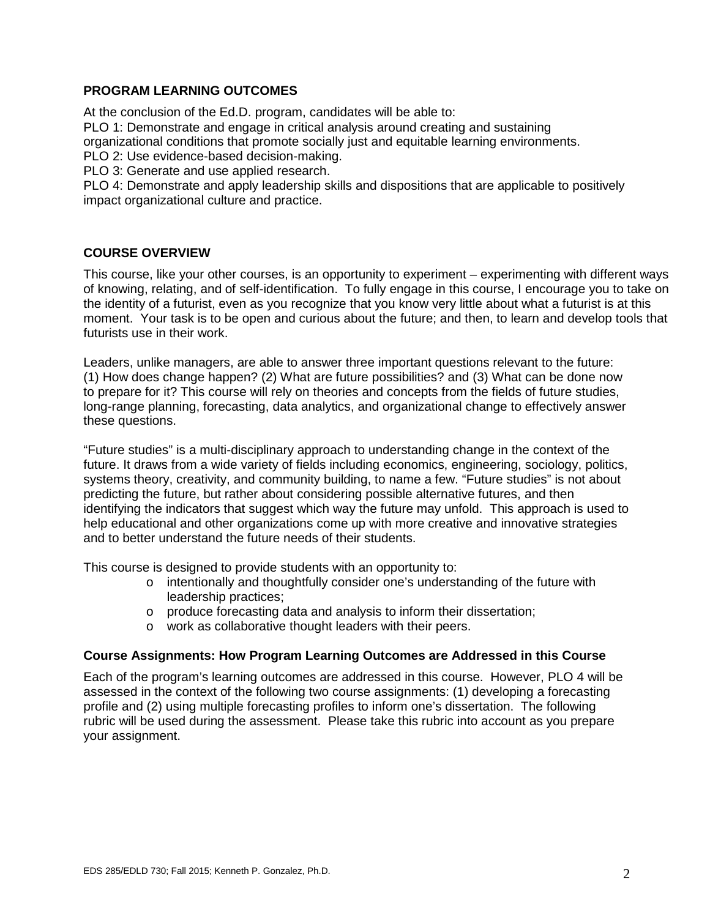## PROGRAM LEARNING OUTCOMES

At the conclusion of the Ed.D. program, candidates will be able to:
PLO 1: Demonstrate and engage in critical analysis around creating and sustaining organizational conditions that promote socially just and equitable learning environments.
PLO 2: Use evidence-based decision-making.
PLO 3: Generate and use applied research.
PLO 4: Demonstrate and apply leadership skills and dispositions that are applicable to positively impact organizational culture and practice.

## COURSE OVERVIEW

This course, like your other courses, is an opportunity to experiment – experimenting with different ways of knowing, relating, and of self-identification. To fully engage in this course, I encourage you to take on the identity of a futurist, even as you recognize that you know very little about what a futurist is at this moment. Your task is to be open and curious about the future; and then, to learn and develop tools that futurists use in their work.

Leaders, unlike managers, are able to answer three important questions relevant to the future: (1) How does change happen? (2) What are future possibilities? and (3) What can be done now to prepare for it? This course will rely on theories and concepts from the fields of future studies, long-range planning, forecasting, data analytics, and organizational change to effectively answer these questions.

"Future studies" is a multi-disciplinary approach to understanding change in the context of the future. It draws from a wide variety of fields including economics, engineering, sociology, politics, systems theory, creativity, and community building, to name a few. "Future studies" is not about predicting the future, but rather about considering possible alternative futures, and then identifying the indicators that suggest which way the future may unfold. This approach is used to help educational and other organizations come up with more creative and innovative strategies and to better understand the future needs of their students.

This course is designed to provide students with an opportunity to:

- intentionally and thoughtfully consider one's understanding of the future with leadership practices;
- produce forecasting data and analysis to inform their dissertation;
- work as collaborative thought leaders with their peers.

### Course Assignments: How Program Learning Outcomes are Addressed in this Course

Each of the program's learning outcomes are addressed in this course. However, PLO 4 will be assessed in the context of the following two course assignments: (1) developing a forecasting profile and (2) using multiple forecasting profiles to inform one's dissertation. The following rubric will be used during the assessment. Please take this rubric into account as you prepare your assignment.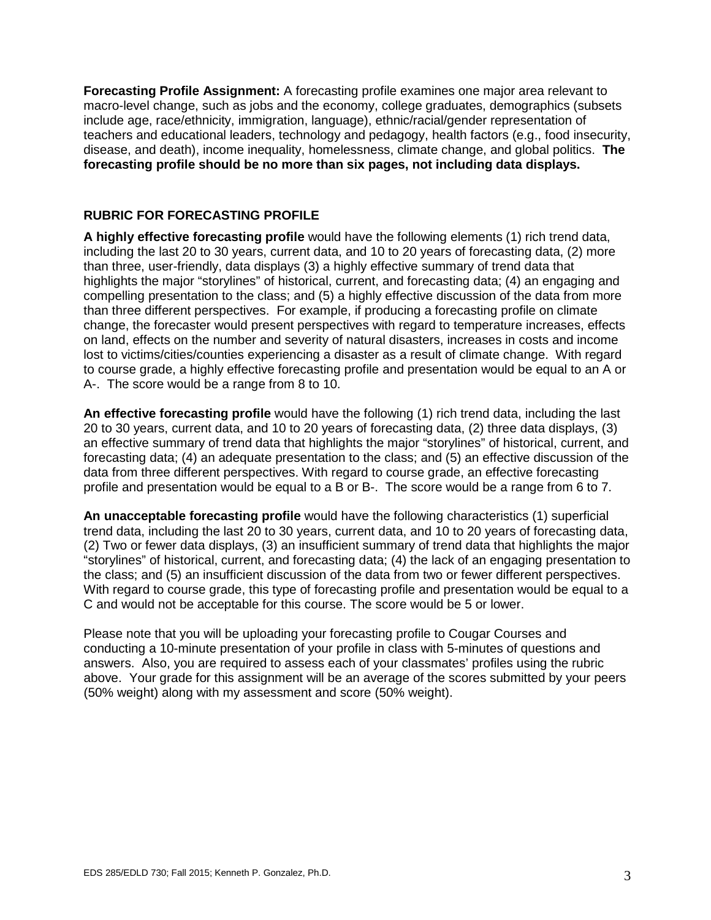**Forecasting Profile Assignment:** A forecasting profile examines one major area relevant to macro-level change, such as jobs and the economy, college graduates, demographics (subsets include age, race/ethnicity, immigration, language), ethnic/racial/gender representation of teachers and educational leaders, technology and pedagogy, health factors (e.g., food insecurity, disease, and death), income inequality, homelessness, climate change, and global politics. **The forecasting profile should be no more than six pages, not including data displays.**

## RUBRIC FOR FORECASTING PROFILE

**A highly effective forecasting profile** would have the following elements (1) rich trend data, including the last 20 to 30 years, current data, and 10 to 20 years of forecasting data, (2) more than three, user-friendly, data displays (3) a highly effective summary of trend data that highlights the major "storylines" of historical, current, and forecasting data; (4) an engaging and compelling presentation to the class; and (5) a highly effective discussion of the data from more than three different perspectives. For example, if producing a forecasting profile on climate change, the forecaster would present perspectives with regard to temperature increases, effects on land, effects on the number and severity of natural disasters, increases in costs and income lost to victims/cities/counties experiencing a disaster as a result of climate change. With regard to course grade, a highly effective forecasting profile and presentation would be equal to an A or A-. The score would be a range from 8 to 10.

**An effective forecasting profile** would have the following (1) rich trend data, including the last 20 to 30 years, current data, and 10 to 20 years of forecasting data, (2) three data displays, (3) an effective summary of trend data that highlights the major "storylines" of historical, current, and forecasting data; (4) an adequate presentation to the class; and (5) an effective discussion of the data from three different perspectives. With regard to course grade, an effective forecasting profile and presentation would be equal to a B or B-. The score would be a range from 6 to 7.

**An unacceptable forecasting profile** would have the following characteristics (1) superficial trend data, including the last 20 to 30 years, current data, and 10 to 20 years of forecasting data, (2) Two or fewer data displays, (3) an insufficient summary of trend data that highlights the major "storylines" of historical, current, and forecasting data; (4) the lack of an engaging presentation to the class; and (5) an insufficient discussion of the data from two or fewer different perspectives. With regard to course grade, this type of forecasting profile and presentation would be equal to a C and would not be acceptable for this course. The score would be 5 or lower.

Please note that you will be uploading your forecasting profile to Cougar Courses and conducting a 10-minute presentation of your profile in class with 5-minutes of questions and answers. Also, you are required to assess each of your classmates' profiles using the rubric above. Your grade for this assignment will be an average of the scores submitted by your peers (50% weight) along with my assessment and score (50% weight).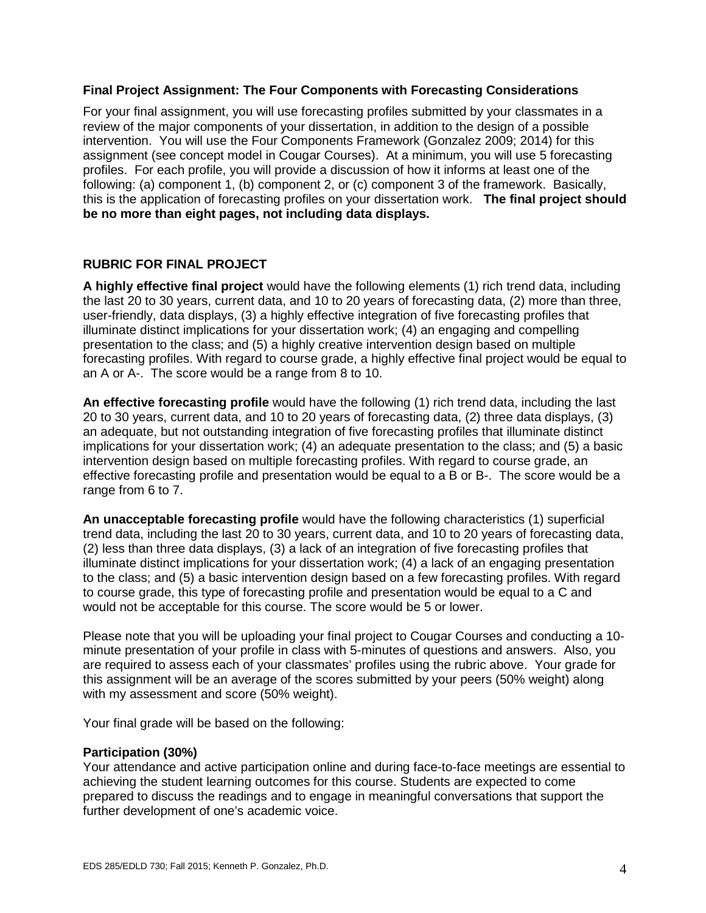**Final Project Assignment: The Four Components with Forecasting Considerations**

For your final assignment, you will use forecasting profiles submitted by your classmates in a review of the major components of your dissertation, in addition to the design of a possible intervention. You will use the Four Components Framework (Gonzalez 2009; 2014) for this assignment (see concept model in Cougar Courses). At a minimum, you will use 5 forecasting profiles. For each profile, you will provide a discussion of how it informs at least one of the following: (a) component 1, (b) component 2, or (c) component 3 of the framework. Basically, this is the application of forecasting profiles on your dissertation work. **The final project should be no more than eight pages, not including data displays.**

**RUBRIC FOR FINAL PROJECT**

**A highly effective final project** would have the following elements (1) rich trend data, including the last 20 to 30 years, current data, and 10 to 20 years of forecasting data, (2) more than three, user-friendly, data displays, (3) a highly effective integration of five forecasting profiles that illuminate distinct implications for your dissertation work; (4) an engaging and compelling presentation to the class; and (5) a highly creative intervention design based on multiple forecasting profiles. With regard to course grade, a highly effective final project would be equal to an A or A-. The score would be a range from 8 to 10.

**An effective forecasting profile** would have the following (1) rich trend data, including the last 20 to 30 years, current data, and 10 to 20 years of forecasting data, (2) three data displays, (3) an adequate, but not outstanding integration of five forecasting profiles that illuminate distinct implications for your dissertation work; (4) an adequate presentation to the class; and (5) a basic intervention design based on multiple forecasting profiles. With regard to course grade, an effective forecasting profile and presentation would be equal to a B or B-. The score would be a range from 6 to 7.

**An unacceptable forecasting profile** would have the following characteristics (1) superficial trend data, including the last 20 to 30 years, current data, and 10 to 20 years of forecasting data, (2) less than three data displays, (3) a lack of an integration of five forecasting profiles that illuminate distinct implications for your dissertation work; (4) a lack of an engaging presentation to the class; and (5) a basic intervention design based on a few forecasting profiles. With regard to course grade, this type of forecasting profile and presentation would be equal to a C and would not be acceptable for this course. The score would be 5 or lower.

Please note that you will be uploading your final project to Cougar Courses and conducting a 10-minute presentation of your profile in class with 5-minutes of questions and answers. Also, you are required to assess each of your classmates' profiles using the rubric above. Your grade for this assignment will be an average of the scores submitted by your peers (50% weight) along with my assessment and score (50% weight).

Your final grade will be based on the following:

**Participation (30%)**
Your attendance and active participation online and during face-to-face meetings are essential to achieving the student learning outcomes for this course. Students are expected to come prepared to discuss the readings and to engage in meaningful conversations that support the further development of one's academic voice.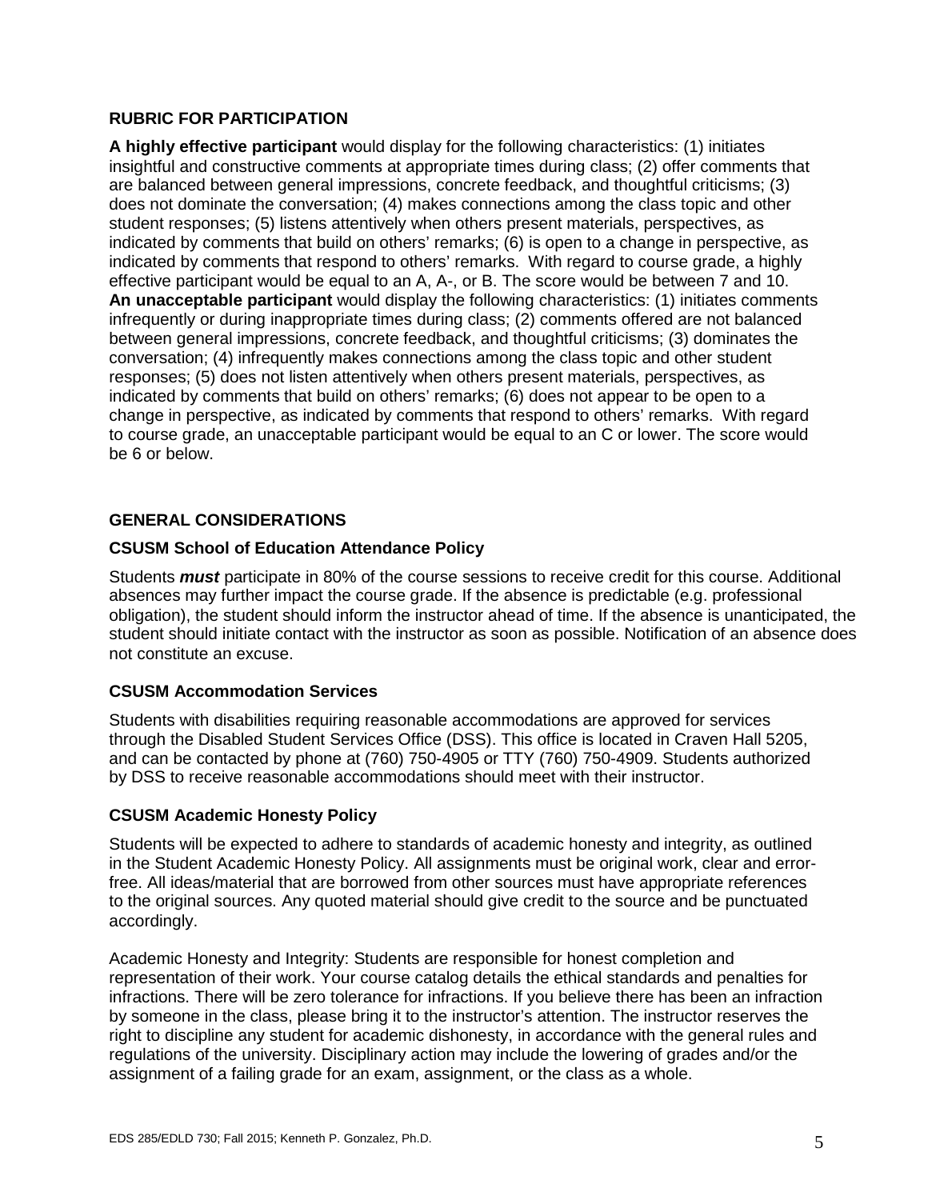### RUBRIC FOR PARTICIPATION

**A highly effective participant** would display for the following characteristics: (1) initiates insightful and constructive comments at appropriate times during class; (2) offer comments that are balanced between general impressions, concrete feedback, and thoughtful criticisms; (3) does not dominate the conversation; (4) makes connections among the class topic and other student responses; (5) listens attentively when others present materials, perspectives, as indicated by comments that build on others' remarks; (6) is open to a change in perspective, as indicated by comments that respond to others' remarks. With regard to course grade, a highly effective participant would be equal to an A, A-, or B. The score would be between 7 and 10.
**An unacceptable participant** would display the following characteristics: (1) initiates comments infrequently or during inappropriate times during class; (2) comments offered are not balanced between general impressions, concrete feedback, and thoughtful criticisms; (3) dominates the conversation; (4) infrequently makes connections among the class topic and other student responses; (5) does not listen attentively when others present materials, perspectives, as indicated by comments that build on others' remarks; (6) does not appear to be open to a change in perspective, as indicated by comments that respond to others' remarks. With regard to course grade, an unacceptable participant would be equal to an C or lower. The score would be 6 or below.

### GENERAL CONSIDERATIONS

#### CSUSM School of Education Attendance Policy

Students ***must*** participate in 80% of the course sessions to receive credit for this course. Additional absences may further impact the course grade. If the absence is predictable (e.g. professional obligation), the student should inform the instructor ahead of time. If the absence is unanticipated, the student should initiate contact with the instructor as soon as possible. Notification of an absence does not constitute an excuse.

#### CSUSM Accommodation Services

Students with disabilities requiring reasonable accommodations are approved for services through the Disabled Student Services Office (DSS). This office is located in Craven Hall 5205, and can be contacted by phone at (760) 750-4905 or TTY (760) 750-4909. Students authorized by DSS to receive reasonable accommodations should meet with their instructor.

#### CSUSM Academic Honesty Policy

Students will be expected to adhere to standards of academic honesty and integrity, as outlined in the Student Academic Honesty Policy. All assignments must be original work, clear and error-free. All ideas/material that are borrowed from other sources must have appropriate references to the original sources. Any quoted material should give credit to the source and be punctuated accordingly.

Academic Honesty and Integrity: Students are responsible for honest completion and representation of their work. Your course catalog details the ethical standards and penalties for infractions. There will be zero tolerance for infractions. If you believe there has been an infraction by someone in the class, please bring it to the instructor's attention. The instructor reserves the right to discipline any student for academic dishonesty, in accordance with the general rules and regulations of the university. Disciplinary action may include the lowering of grades and/or the assignment of a failing grade for an exam, assignment, or the class as a whole.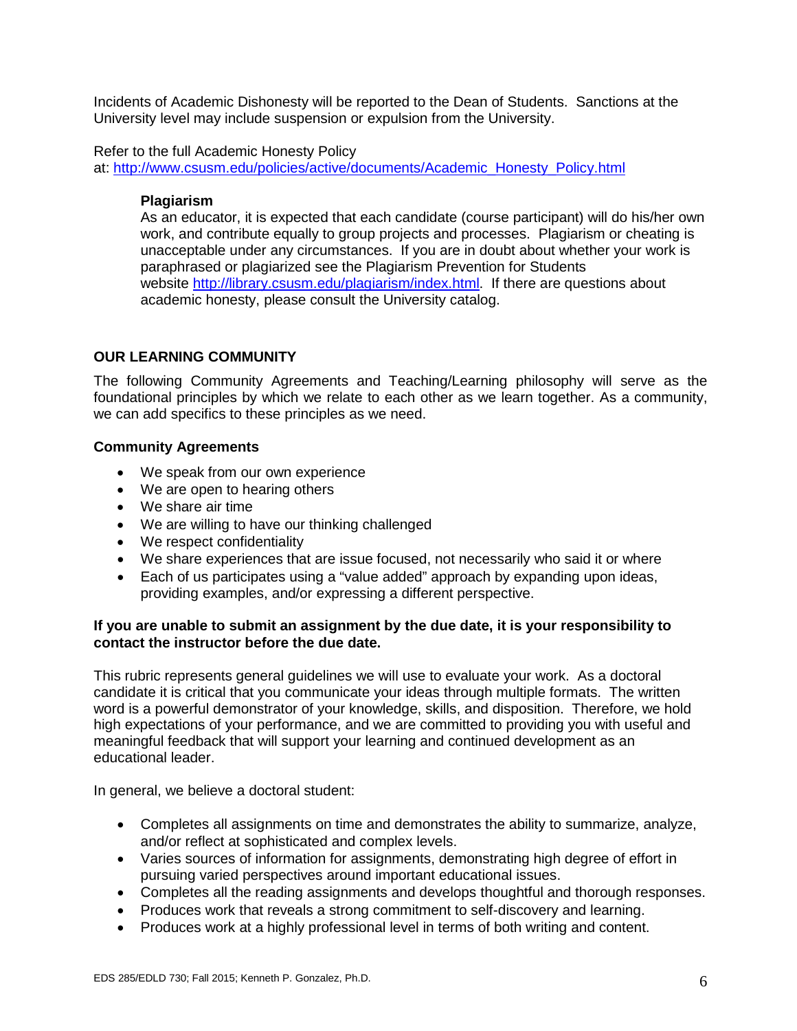Incidents of Academic Dishonesty will be reported to the Dean of Students. Sanctions at the University level may include suspension or expulsion from the University.

Refer to the full Academic Honesty Policy at: http://www.csusm.edu/policies/active/documents/Academic_Honesty_Policy.html

**Plagiarism**

As an educator, it is expected that each candidate (course participant) will do his/her own work, and contribute equally to group projects and processes. Plagiarism or cheating is unacceptable under any circumstances. If you are in doubt about whether your work is paraphrased or plagiarized see the Plagiarism Prevention for Students website http://library.csusm.edu/plagiarism/index.html. If there are questions about academic honesty, please consult the University catalog.

## OUR LEARNING COMMUNITY

The following Community Agreements and Teaching/Learning philosophy will serve as the foundational principles by which we relate to each other as we learn together. As a community, we can add specifics to these principles as we need.

### Community Agreements

- We speak from our own experience
- We are open to hearing others
- We share air time
- We are willing to have our thinking challenged
- We respect confidentiality
- We share experiences that are issue focused, not necessarily who said it or where
- Each of us participates using a "value added" approach by expanding upon ideas, providing examples, and/or expressing a different perspective.

**If you are unable to submit an assignment by the due date, it is your responsibility to contact the instructor before the due date.**

This rubric represents general guidelines we will use to evaluate your work. As a doctoral candidate it is critical that you communicate your ideas through multiple formats. The written word is a powerful demonstrator of your knowledge, skills, and disposition. Therefore, we hold high expectations of your performance, and we are committed to providing you with useful and meaningful feedback that will support your learning and continued development as an educational leader.

In general, we believe a doctoral student:

- Completes all assignments on time and demonstrates the ability to summarize, analyze, and/or reflect at sophisticated and complex levels.
- Varies sources of information for assignments, demonstrating high degree of effort in pursuing varied perspectives around important educational issues.
- Completes all the reading assignments and develops thoughtful and thorough responses.
- Produces work that reveals a strong commitment to self-discovery and learning.
- Produces work at a highly professional level in terms of both writing and content.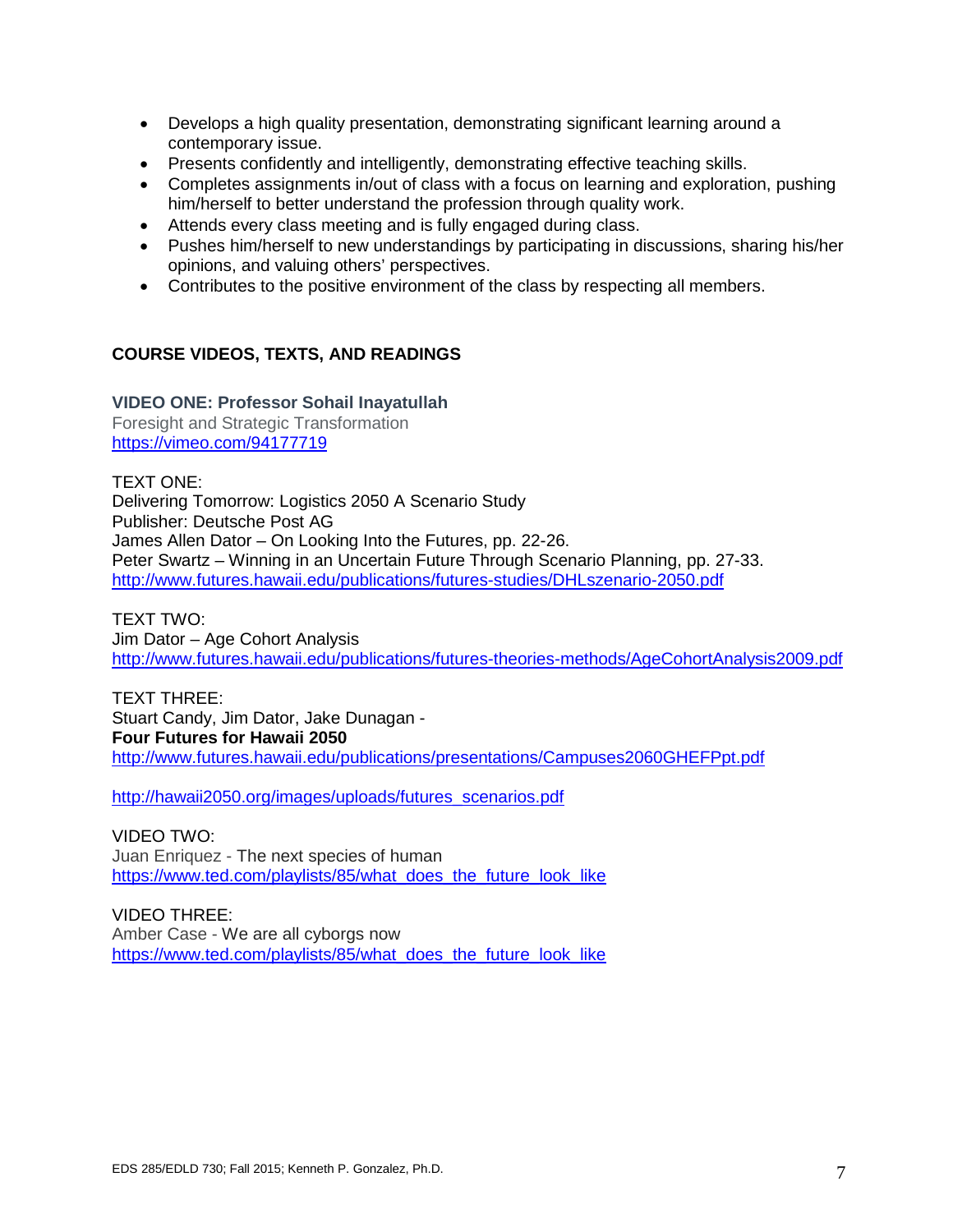- Develops a high quality presentation, demonstrating significant learning around a contemporary issue.
- Presents confidently and intelligently, demonstrating effective teaching skills.
- Completes assignments in/out of class with a focus on learning and exploration, pushing him/herself to better understand the profession through quality work.
- Attends every class meeting and is fully engaged during class.
- Pushes him/herself to new understandings by participating in discussions, sharing his/her opinions, and valuing others' perspectives.
- Contributes to the positive environment of the class by respecting all members.

## COURSE VIDEOS, TEXTS, AND READINGS

**VIDEO ONE: Professor Sohail Inayatullah**
Foresight and Strategic Transformation
https://vimeo.com/94177719

TEXT ONE:
Delivering Tomorrow: Logistics 2050 A Scenario Study
Publisher: Deutsche Post AG
James Allen Dator – On Looking Into the Futures, pp. 22-26.
Peter Swartz – Winning in an Uncertain Future Through Scenario Planning, pp. 27-33.
http://www.futures.hawaii.edu/publications/futures-studies/DHLszenario-2050.pdf

TEXT TWO:
Jim Dator – Age Cohort Analysis
http://www.futures.hawaii.edu/publications/futures-theories-methods/AgeCohortAnalysis2009.pdf

TEXT THREE:
Stuart Candy, Jim Dator, Jake Dunagan -
**Four Futures for Hawaii 2050**
http://www.futures.hawaii.edu/publications/presentations/Campuses2060GHEFPpt.pdf

http://hawaii2050.org/images/uploads/futures_scenarios.pdf

VIDEO TWO:
Juan Enriquez - The next species of human
https://www.ted.com/playlists/85/what_does_the_future_look_like

VIDEO THREE:
Amber Case - We are all cyborgs now
https://www.ted.com/playlists/85/what_does_the_future_look_like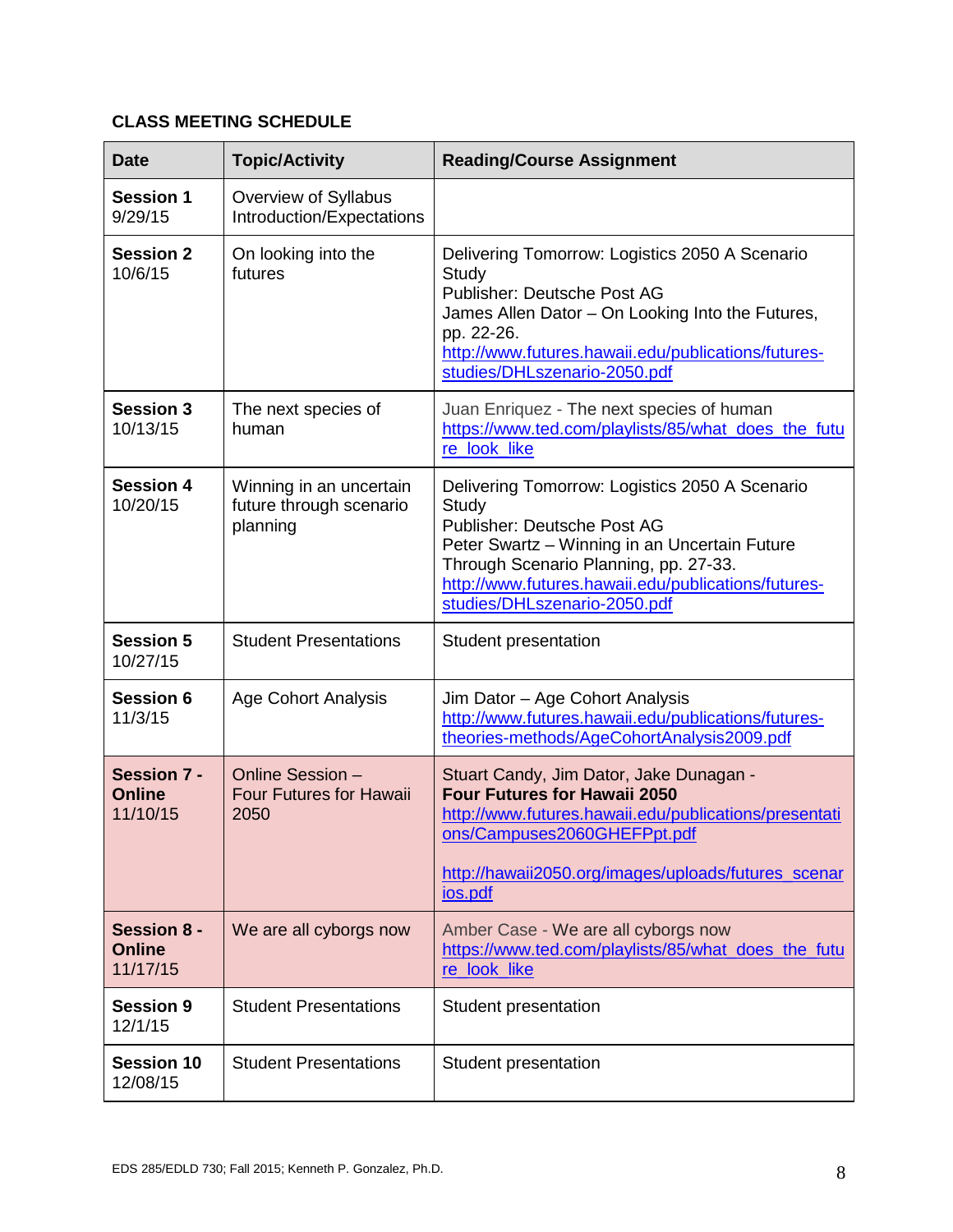**CLASS MEETING SCHEDULE**

| Date | Topic/Activity | Reading/Course Assignment |
|---|---|---|
| **Session 1** 9/29/15 | Overview of Syllabus Introduction/Expectations | |
| **Session 2** 10/6/15 | On looking into the futures | Delivering Tomorrow: Logistics 2050 A Scenario Study Publisher: Deutsche Post AG James Allen Dator – On Looking Into the Futures, pp. 22-26. http://www.futures.hawaii.edu/publications/futures-studies/DHLszenario-2050.pdf |
| **Session 3** 10/13/15 | The next species of human | Juan Enriquez - The next species of human https://www.ted.com/playlists/85/what_does_the_future_look_like |
| **Session 4** 10/20/15 | Winning in an uncertain future through scenario planning | Delivering Tomorrow: Logistics 2050 A Scenario Study Publisher: Deutsche Post AG Peter Swartz – Winning in an Uncertain Future Through Scenario Planning, pp. 27-33. http://www.futures.hawaii.edu/publications/futures-studies/DHLszenario-2050.pdf |
| **Session 5** 10/27/15 | Student Presentations | Student presentation |
| **Session 6** 11/3/15 | Age Cohort Analysis | Jim Dator – Age Cohort Analysis http://www.futures.hawaii.edu/publications/futures-theories-methods/AgeCohortAnalysis2009.pdf |
| **Session 7 - Online** 11/10/15 | Online Session – Four Futures for Hawaii 2050 | Stuart Candy, Jim Dator, Jake Dunagan - **Four Futures for Hawaii 2050** http://www.futures.hawaii.edu/publications/presentations/Campuses2060GHEFPpt.pdf http://hawaii2050.org/images/uploads/futures_scenarios.pdf |
| **Session 8 - Online** 11/17/15 | We are all cyborgs now | Amber Case - We are all cyborgs now https://www.ted.com/playlists/85/what_does_the_future_look_like |
| **Session 9** 12/1/15 | Student Presentations | Student presentation |
| **Session 10** 12/08/15 | Student Presentations | Student presentation |